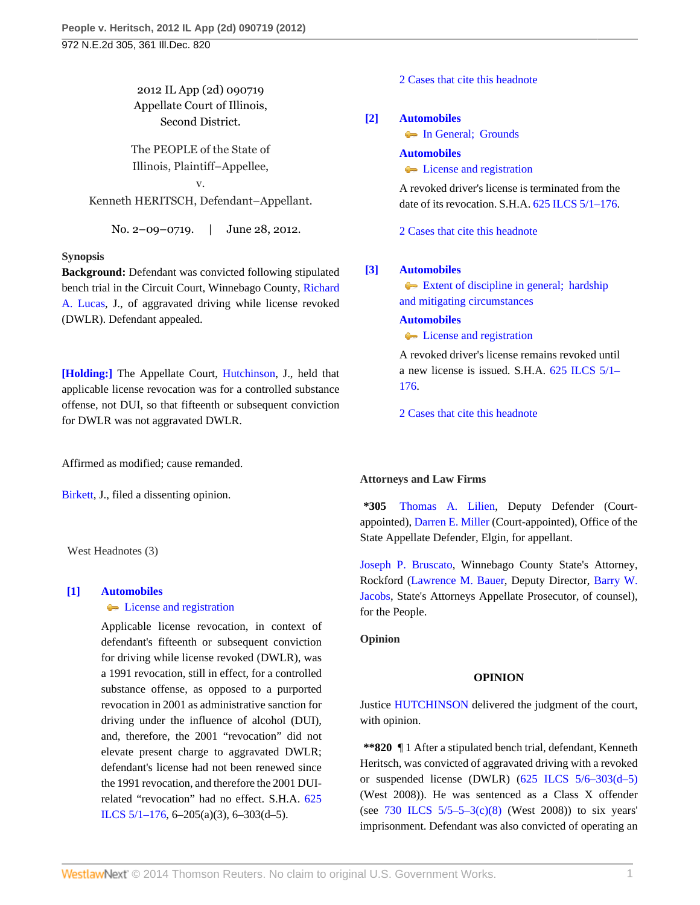2012 IL App (2d) 090719
Appellate Court of Illinois,
Second District.

The PEOPLE of the State of Illinois, Plaintiff–Appellee,
v.
Kenneth HERITSCH, Defendant–Appellant.

No. 2–09–0719. | June 28, 2012.

**Synopsis**

**Background:** Defendant was convicted following stipulated bench trial in the Circuit Court, Winnebago County, Richard A. Lucas, J., of aggravated driving while license revoked (DWLR). Defendant appealed.

**[Holding:]** The Appellate Court, Hutchinson, J., held that applicable license revocation was for a controlled substance offense, not DUI, so that fifteenth or subsequent conviction for DWLR was not aggravated DWLR.

Affirmed as modified; cause remanded.

Birkett, J., filed a dissenting opinion.

West Headnotes (3)

**[1]** **Automobiles**
License and registration

Applicable license revocation, in context of defendant's fifteenth or subsequent conviction for driving while license revoked (DWLR), was a 1991 revocation, still in effect, for a controlled substance offense, as opposed to a purported revocation in 2001 as administrative sanction for driving under the influence of alcohol (DUI), and, therefore, the 2001 "revocation" did not elevate present charge to aggravated DWLR; defendant's license had not been renewed since the 1991 revocation, and therefore the 2001 DUI-related "revocation" had no effect. S.H.A. 625 ILCS 5/1–176, 6–205(a)(3), 6–303(d–5).

2 Cases that cite this headnote

**[2]** **Automobiles**
In General; Grounds

**Automobiles**
License and registration

A revoked driver's license is terminated from the date of its revocation. S.H.A. 625 ILCS 5/1–176.

2 Cases that cite this headnote

**[3]** **Automobiles**
Extent of discipline in general; hardship and mitigating circumstances

**Automobiles**
License and registration

A revoked driver's license remains revoked until a new license is issued. S.H.A. 625 ILCS 5/1–176.

2 Cases that cite this headnote

**Attorneys and Law Firms**

**\*305** Thomas A. Lilien, Deputy Defender (Court-appointed), Darren E. Miller (Court-appointed), Office of the State Appellate Defender, Elgin, for appellant.

Joseph P. Bruscato, Winnebago County State's Attorney, Rockford (Lawrence M. Bauer, Deputy Director, Barry W. Jacobs, State's Attorneys Appellate Prosecutor, of counsel), for the People.

**Opinion**

**OPINION**

Justice HUTCHINSON delivered the judgment of the court, with opinion.

**\*\*820** ¶ 1 After a stipulated bench trial, defendant, Kenneth Heritsch, was convicted of aggravated driving with a revoked or suspended license (DWLR) (625 ILCS 5/6–303(d–5) (West 2008)). He was sentenced as a Class X offender (see 730 ILCS 5/5–5–3(c)(8) (West 2008)) to six years' imprisonment. Defendant was also convicted of operating an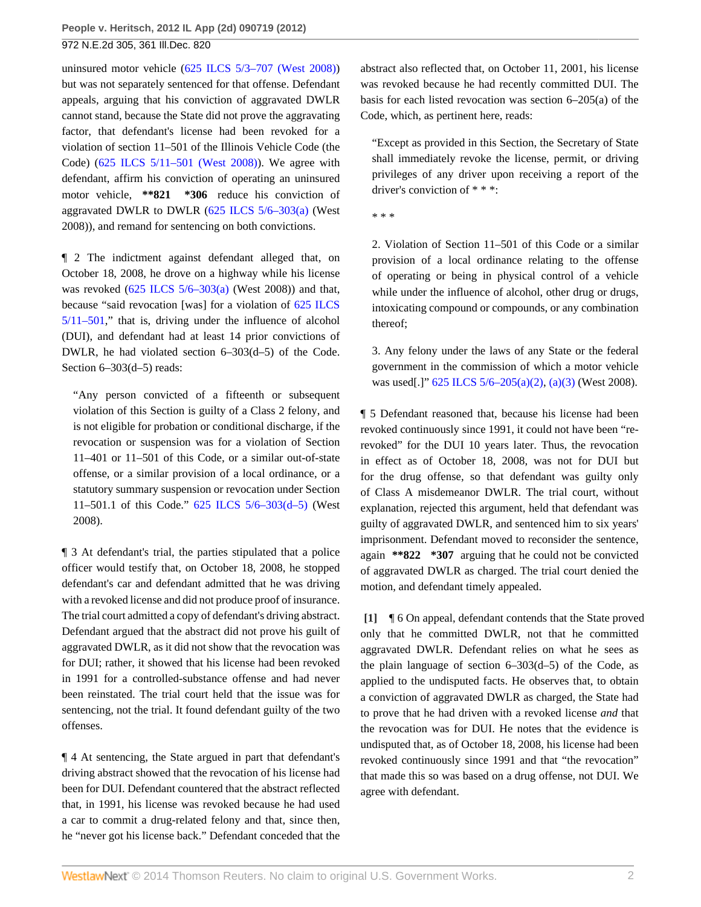uninsured motor vehicle (625 ILCS 5/3–707 (West 2008)) but was not separately sentenced for that offense. Defendant appeals, arguing that his conviction of aggravated DWLR cannot stand, because the State did not prove the aggravating factor, that defendant's license had been revoked for a violation of section 11–501 of the Illinois Vehicle Code (the Code) (625 ILCS 5/11–501 (West 2008)). We agree with defendant, affirm his conviction of operating an uninsured motor vehicle, **\*\*821 \*306** reduce his conviction of aggravated DWLR to DWLR (625 ILCS 5/6–303(a) (West 2008)), and remand for sentencing on both convictions.

¶ 2 The indictment against defendant alleged that, on October 18, 2008, he drove on a highway while his license was revoked (625 ILCS 5/6–303(a) (West 2008)) and that, because "said revocation [was] for a violation of 625 ILCS 5/11–501," that is, driving under the influence of alcohol (DUI), and defendant had at least 14 prior convictions of DWLR, he had violated section 6–303(d–5) of the Code. Section 6–303(d–5) reads:

> "Any person convicted of a fifteenth or subsequent violation of this Section is guilty of a Class 2 felony, and is not eligible for probation or conditional discharge, if the revocation or suspension was for a violation of Section 11–401 or 11–501 of this Code, or a similar out-of-state offense, or a similar provision of a local ordinance, or a statutory summary suspension or revocation under Section 11–501.1 of this Code." 625 ILCS 5/6–303(d–5) (West 2008).

¶ 3 At defendant's trial, the parties stipulated that a police officer would testify that, on October 18, 2008, he stopped defendant's car and defendant admitted that he was driving with a revoked license and did not produce proof of insurance. The trial court admitted a copy of defendant's driving abstract. Defendant argued that the abstract did not prove his guilt of aggravated DWLR, as it did not show that the revocation was for DUI; rather, it showed that his license had been revoked in 1991 for a controlled-substance offense and had never been reinstated. The trial court held that the issue was for sentencing, not the trial. It found defendant guilty of the two offenses.

¶ 4 At sentencing, the State argued in part that defendant's driving abstract showed that the revocation of his license had been for DUI. Defendant countered that the abstract reflected that, in 1991, his license was revoked because he had used a car to commit a drug-related felony and that, since then, he "never got his license back." Defendant conceded that the abstract also reflected that, on October 11, 2001, his license was revoked because he had recently committed DUI. The basis for each listed revocation was section 6–205(a) of the Code, which, as pertinent here, reads:

> "Except as provided in this Section, the Secretary of State shall immediately revoke the license, permit, or driving privileges of any driver upon receiving a report of the driver's conviction of * * *:
>
> * * *
>
> 2. Violation of Section 11–501 of this Code or a similar provision of a local ordinance relating to the offense of operating or being in physical control of a vehicle while under the influence of alcohol, other drug or drugs, intoxicating compound or compounds, or any combination thereof;
>
> 3. Any felony under the laws of any State or the federal government in the commission of which a motor vehicle was used[.]" 625 ILCS 5/6–205(a)(2), (a)(3) (West 2008).

¶ 5 Defendant reasoned that, because his license had been revoked continuously since 1991, it could not have been "re-revoked" for the DUI 10 years later. Thus, the revocation in effect as of October 18, 2008, was not for DUI but for the drug offense, so that defendant was guilty only of Class A misdemeanor DWLR. The trial court, without explanation, rejected this argument, held that defendant was guilty of aggravated DWLR, and sentenced him to six years' imprisonment. Defendant moved to reconsider the sentence, again **\*\*822 \*307** arguing that he could not be convicted of aggravated DWLR as charged. The trial court denied the motion, and defendant timely appealed.

**[1]** ¶ 6 On appeal, defendant contends that the State proved only that he committed DWLR, not that he committed aggravated DWLR. Defendant relies on what he sees as the plain language of section 6–303(d–5) of the Code, as applied to the undisputed facts. He observes that, to obtain a conviction of aggravated DWLR as charged, the State had to prove that he had driven with a revoked license *and* that the revocation was for DUI. He notes that the evidence is undisputed that, as of October 18, 2008, his license had been revoked continuously since 1991 and that "the revocation" that made this so was based on a drug offense, not DUI. We agree with defendant.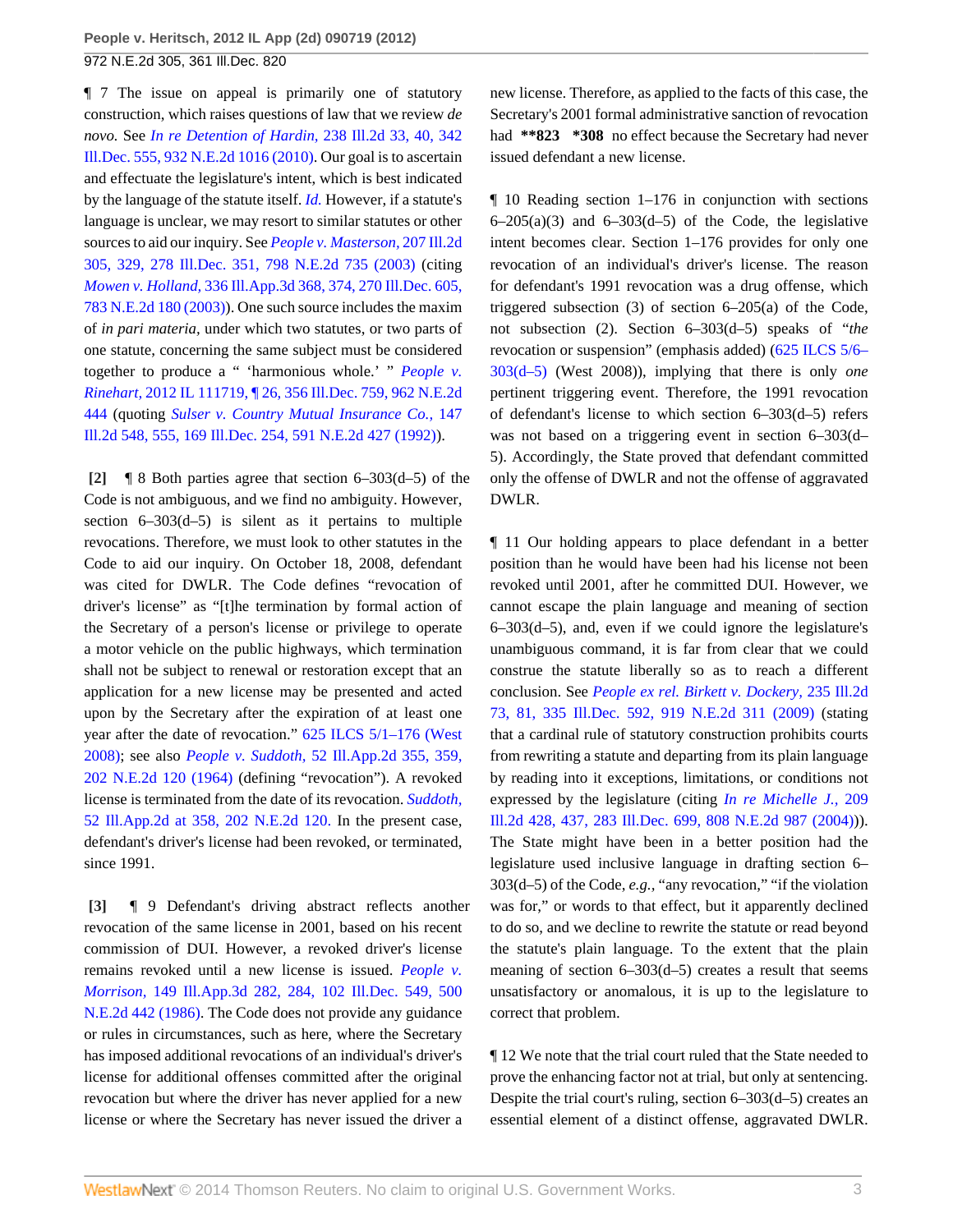¶ 7 The issue on appeal is primarily one of statutory construction, which raises questions of law that we review *de novo.* See *In re Detention of Hardin,* 238 Ill.2d 33, 40, 342 Ill.Dec. 555, 932 N.E.2d 1016 (2010). Our goal is to ascertain and effectuate the legislature's intent, which is best indicated by the language of the statute itself. *Id.* However, if a statute's language is unclear, we may resort to similar statutes or other sources to aid our inquiry. See *People v. Masterson,* 207 Ill.2d 305, 329, 278 Ill.Dec. 351, 798 N.E.2d 735 (2003) (citing *Mowen v. Holland,* 336 Ill.App.3d 368, 374, 270 Ill.Dec. 605, 783 N.E.2d 180 (2003)). One such source includes the maxim of *in pari materia,* under which two statutes, or two parts of one statute, concerning the same subject must be considered together to produce a " 'harmonious whole.' " *People v. Rinehart,* 2012 IL 111719, ¶ 26, 356 Ill.Dec. 759, 962 N.E.2d 444 (quoting *Sulser v. Country Mutual Insurance Co.,* 147 Ill.2d 548, 555, 169 Ill.Dec. 254, 591 N.E.2d 427 (1992)).

**[2]** ¶ 8 Both parties agree that section 6–303(d–5) of the Code is not ambiguous, and we find no ambiguity. However, section 6–303(d–5) is silent as it pertains to multiple revocations. Therefore, we must look to other statutes in the Code to aid our inquiry. On October 18, 2008, defendant was cited for DWLR. The Code defines "revocation of driver's license" as "[t]he termination by formal action of the Secretary of a person's license or privilege to operate a motor vehicle on the public highways, which termination shall not be subject to renewal or restoration except that an application for a new license may be presented and acted upon by the Secretary after the expiration of at least one year after the date of revocation." 625 ILCS 5/1–176 (West 2008); see also *People v. Suddoth,* 52 Ill.App.2d 355, 359, 202 N.E.2d 120 (1964) (defining "revocation"). A revoked license is terminated from the date of its revocation. *Suddoth,* 52 Ill.App.2d at 358, 202 N.E.2d 120. In the present case, defendant's driver's license had been revoked, or terminated, since 1991.

**[3]** ¶ 9 Defendant's driving abstract reflects another revocation of the same license in 2001, based on his recent commission of DUI. However, a revoked driver's license remains revoked until a new license is issued. *People v. Morrison,* 149 Ill.App.3d 282, 284, 102 Ill.Dec. 549, 500 N.E.2d 442 (1986). The Code does not provide any guidance or rules in circumstances, such as here, where the Secretary has imposed additional revocations of an individual's driver's license for additional offenses committed after the original revocation but where the driver has never applied for a new license or where the Secretary has never issued the driver a new license. Therefore, as applied to the facts of this case, the Secretary's 2001 formal administrative sanction of revocation had **\*\*823 \*308** no effect because the Secretary had never issued defendant a new license.

¶ 10 Reading section 1–176 in conjunction with sections 6–205(a)(3) and 6–303(d–5) of the Code, the legislative intent becomes clear. Section 1–176 provides for only one revocation of an individual's driver's license. The reason for defendant's 1991 revocation was a drug offense, which triggered subsection (3) of section 6–205(a) of the Code, not subsection (2). Section 6–303(d–5) speaks of "*the* revocation or suspension" (emphasis added) (625 ILCS 5/6–303(d–5) (West 2008)), implying that there is only *one* pertinent triggering event. Therefore, the 1991 revocation of defendant's license to which section 6–303(d–5) refers was not based on a triggering event in section 6–303(d–5). Accordingly, the State proved that defendant committed only the offense of DWLR and not the offense of aggravated DWLR.

¶ 11 Our holding appears to place defendant in a better position than he would have been had his license not been revoked until 2001, after he committed DUI. However, we cannot escape the plain language and meaning of section 6–303(d–5), and, even if we could ignore the legislature's unambiguous command, it is far from clear that we could construe the statute liberally so as to reach a different conclusion. See *People ex rel. Birkett v. Dockery,* 235 Ill.2d 73, 81, 335 Ill.Dec. 592, 919 N.E.2d 311 (2009) (stating that a cardinal rule of statutory construction prohibits courts from rewriting a statute and departing from its plain language by reading into it exceptions, limitations, or conditions not expressed by the legislature (citing *In re Michelle J.,* 209 Ill.2d 428, 437, 283 Ill.Dec. 699, 808 N.E.2d 987 (2004))). The State might have been in a better position had the legislature used inclusive language in drafting section 6–303(d–5) of the Code, *e.g.,* "any revocation," "if the violation was for," or words to that effect, but it apparently declined to do so, and we decline to rewrite the statute or read beyond the statute's plain language. To the extent that the plain meaning of section 6–303(d–5) creates a result that seems unsatisfactory or anomalous, it is up to the legislature to correct that problem.

¶ 12 We note that the trial court ruled that the State needed to prove the enhancing factor not at trial, but only at sentencing. Despite the trial court's ruling, section 6–303(d–5) creates an essential element of a distinct offense, aggravated DWLR.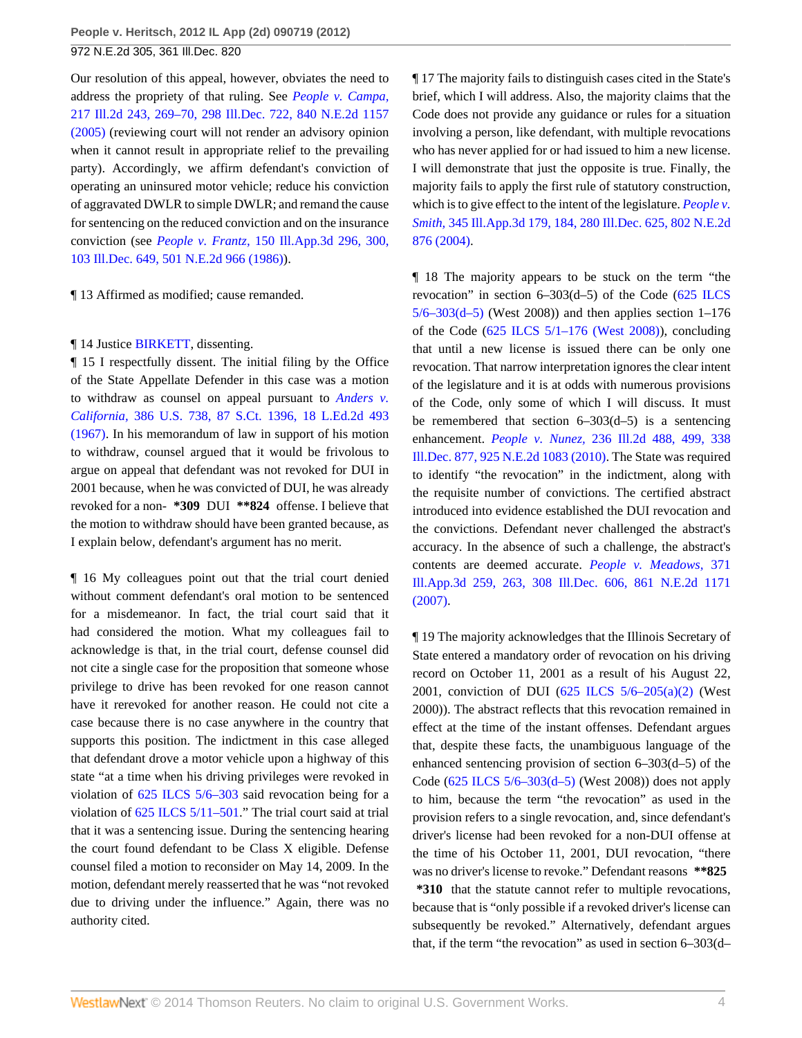Our resolution of this appeal, however, obviates the need to address the propriety of that ruling. See *People v. Campa,* 217 Ill.2d 243, 269–70, 298 Ill.Dec. 722, 840 N.E.2d 1157 (2005) (reviewing court will not render an advisory opinion when it cannot result in appropriate relief to the prevailing party). Accordingly, we affirm defendant's conviction of operating an uninsured motor vehicle; reduce his conviction of aggravated DWLR to simple DWLR; and remand the cause for sentencing on the reduced conviction and on the insurance conviction (see *People v. Frantz,* 150 Ill.App.3d 296, 300, 103 Ill.Dec. 649, 501 N.E.2d 966 (1986)).

¶ 13 Affirmed as modified; cause remanded.

¶ 14 Justice BIRKETT, dissenting.

¶ 15 I respectfully dissent. The initial filing by the Office of the State Appellate Defender in this case was a motion to withdraw as counsel on appeal pursuant to *Anders v. California,* 386 U.S. 738, 87 S.Ct. 1396, 18 L.Ed.2d 493 (1967). In his memorandum of law in support of his motion to withdraw, counsel argued that it would be frivolous to argue on appeal that defendant was not revoked for DUI in 2001 because, when he was convicted of DUI, he was already revoked for a non- **\*309** DUI **\*\*824** offense. I believe that the motion to withdraw should have been granted because, as I explain below, defendant's argument has no merit.

¶ 16 My colleagues point out that the trial court denied without comment defendant's oral motion to be sentenced for a misdemeanor. In fact, the trial court said that it had considered the motion. What my colleagues fail to acknowledge is that, in the trial court, defense counsel did not cite a single case for the proposition that someone whose privilege to drive has been revoked for one reason cannot have it rerevoked for another reason. He could not cite a case because there is no case anywhere in the country that supports this position. The indictment in this case alleged that defendant drove a motor vehicle upon a highway of this state "at a time when his driving privileges were revoked in violation of 625 ILCS 5/6–303 said revocation being for a violation of 625 ILCS 5/11–501." The trial court said at trial that it was a sentencing issue. During the sentencing hearing the court found defendant to be Class X eligible. Defense counsel filed a motion to reconsider on May 14, 2009. In the motion, defendant merely reasserted that he was "not revoked due to driving under the influence." Again, there was no authority cited.

¶ 17 The majority fails to distinguish cases cited in the State's brief, which I will address. Also, the majority claims that the Code does not provide any guidance or rules for a situation involving a person, like defendant, with multiple revocations who has never applied for or had issued to him a new license. I will demonstrate that just the opposite is true. Finally, the majority fails to apply the first rule of statutory construction, which is to give effect to the intent of the legislature. *People v. Smith,* 345 Ill.App.3d 179, 184, 280 Ill.Dec. 625, 802 N.E.2d 876 (2004).

¶ 18 The majority appears to be stuck on the term "the revocation" in section 6–303(d–5) of the Code (625 ILCS 5/6–303(d–5) (West 2008)) and then applies section 1–176 of the Code (625 ILCS 5/1–176 (West 2008)), concluding that until a new license is issued there can be only one revocation. That narrow interpretation ignores the clear intent of the legislature and it is at odds with numerous provisions of the Code, only some of which I will discuss. It must be remembered that section 6–303(d–5) is a sentencing enhancement. *People v. Nunez,* 236 Ill.2d 488, 499, 338 Ill.Dec. 877, 925 N.E.2d 1083 (2010). The State was required to identify "the revocation" in the indictment, along with the requisite number of convictions. The certified abstract introduced into evidence established the DUI revocation and the convictions. Defendant never challenged the abstract's accuracy. In the absence of such a challenge, the abstract's contents are deemed accurate. *People v. Meadows,* 371 Ill.App.3d 259, 263, 308 Ill.Dec. 606, 861 N.E.2d 1171 (2007).

¶ 19 The majority acknowledges that the Illinois Secretary of State entered a mandatory order of revocation on his driving record on October 11, 2001 as a result of his August 22, 2001, conviction of DUI (625 ILCS 5/6–205(a)(2) (West 2000)). The abstract reflects that this revocation remained in effect at the time of the instant offenses. Defendant argues that, despite these facts, the unambiguous language of the enhanced sentencing provision of section 6–303(d–5) of the Code (625 ILCS 5/6–303(d–5) (West 2008)) does not apply to him, because the term "the revocation" as used in the provision refers to a single revocation, and, since defendant's driver's license had been revoked for a non-DUI offense at the time of his October 11, 2001, DUI revocation, "there was no driver's license to revoke." Defendant reasons **\*\*825** **\*310** that the statute cannot refer to multiple revocations, because that is "only possible if a revoked driver's license can subsequently be revoked." Alternatively, defendant argues that, if the term "the revocation" as used in section 6–303(d–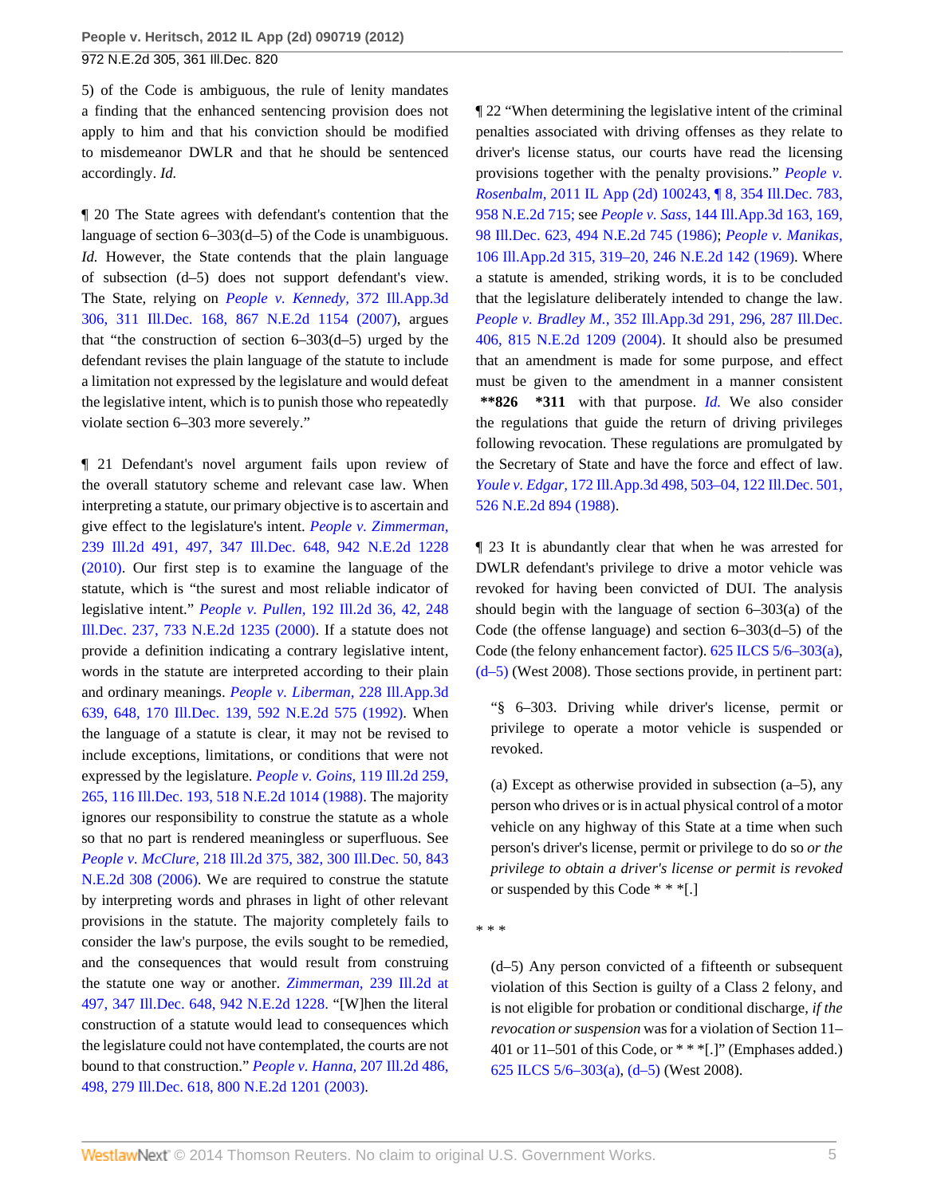5) of the Code is ambiguous, the rule of lenity mandates a finding that the enhanced sentencing provision does not apply to him and that his conviction should be modified to misdemeanor DWLR and that he should be sentenced accordingly. *Id.*

¶ 20 The State agrees with defendant's contention that the language of section 6–303(d–5) of the Code is unambiguous. *Id.* However, the State contends that the plain language of subsection (d–5) does not support defendant's view. The State, relying on *People v. Kennedy,* 372 Ill.App.3d 306, 311 Ill.Dec. 168, 867 N.E.2d 1154 (2007), argues that "the construction of section 6–303(d–5) urged by the defendant revises the plain language of the statute to include a limitation not expressed by the legislature and would defeat the legislative intent, which is to punish those who repeatedly violate section 6–303 more severely."

¶ 21 Defendant's novel argument fails upon review of the overall statutory scheme and relevant case law. When interpreting a statute, our primary objective is to ascertain and give effect to the legislature's intent. *People v. Zimmerman,* 239 Ill.2d 491, 497, 347 Ill.Dec. 648, 942 N.E.2d 1228 (2010). Our first step is to examine the language of the statute, which is "the surest and most reliable indicator of legislative intent." *People v. Pullen,* 192 Ill.2d 36, 42, 248 Ill.Dec. 237, 733 N.E.2d 1235 (2000). If a statute does not provide a definition indicating a contrary legislative intent, words in the statute are interpreted according to their plain and ordinary meanings. *People v. Liberman,* 228 Ill.App.3d 639, 648, 170 Ill.Dec. 139, 592 N.E.2d 575 (1992). When the language of a statute is clear, it may not be revised to include exceptions, limitations, or conditions that were not expressed by the legislature. *People v. Goins,* 119 Ill.2d 259, 265, 116 Ill.Dec. 193, 518 N.E.2d 1014 (1988). The majority ignores our responsibility to construe the statute as a whole so that no part is rendered meaningless or superfluous. See *People v. McClure,* 218 Ill.2d 375, 382, 300 Ill.Dec. 50, 843 N.E.2d 308 (2006). We are required to construe the statute by interpreting words and phrases in light of other relevant provisions in the statute. The majority completely fails to consider the law's purpose, the evils sought to be remedied, and the consequences that would result from construing the statute one way or another. *Zimmerman,* 239 Ill.2d at 497, 347 Ill.Dec. 648, 942 N.E.2d 1228. "[W]hen the literal construction of a statute would lead to consequences which the legislature could not have contemplated, the courts are not bound to that construction." *People v. Hanna,* 207 Ill.2d 486, 498, 279 Ill.Dec. 618, 800 N.E.2d 1201 (2003).

¶ 22 "When determining the legislative intent of the criminal penalties associated with driving offenses as they relate to driver's license status, our courts have read the licensing provisions together with the penalty provisions." *People v. Rosenbalm,* 2011 IL App (2d) 100243, ¶ 8, 354 Ill.Dec. 783, 958 N.E.2d 715; see *People v. Sass,* 144 Ill.App.3d 163, 169, 98 Ill.Dec. 623, 494 N.E.2d 745 (1986); *People v. Manikas,* 106 Ill.App.2d 315, 319–20, 246 N.E.2d 142 (1969). Where a statute is amended, striking words, it is to be concluded that the legislature deliberately intended to change the law. *People v. Bradley M.,* 352 Ill.App.3d 291, 296, 287 Ill.Dec. 406, 815 N.E.2d 1209 (2004). It should also be presumed that an amendment is made for some purpose, and effect must be given to the amendment in a manner consistent **\*\*826 \*311** with that purpose. *Id.* We also consider the regulations that guide the return of driving privileges following revocation. These regulations are promulgated by the Secretary of State and have the force and effect of law. *Youle v. Edgar,* 172 Ill.App.3d 498, 503–04, 122 Ill.Dec. 501, 526 N.E.2d 894 (1988).

¶ 23 It is abundantly clear that when he was arrested for DWLR defendant's privilege to drive a motor vehicle was revoked for having been convicted of DUI. The analysis should begin with the language of section 6–303(a) of the Code (the offense language) and section 6–303(d–5) of the Code (the felony enhancement factor). 625 ILCS 5/6–303(a), (d–5) (West 2008). Those sections provide, in pertinent part:

> "§ 6–303. Driving while driver's license, permit or privilege to operate a motor vehicle is suspended or revoked.
>
> (a) Except as otherwise provided in subsection (a–5), any person who drives or is in actual physical control of a motor vehicle on any highway of this State at a time when such person's driver's license, permit or privilege to do so *or the privilege to obtain a driver's license or permit is revoked* or suspended by this Code * * *[.]

\* \* \*

> (d–5) Any person convicted of a fifteenth or subsequent violation of this Section is guilty of a Class 2 felony, and is not eligible for probation or conditional discharge, *if the revocation or suspension* was for a violation of Section 11–401 or 11–501 of this Code, or * * *[.]" (Emphases added.) 625 ILCS 5/6–303(a), (d–5) (West 2008).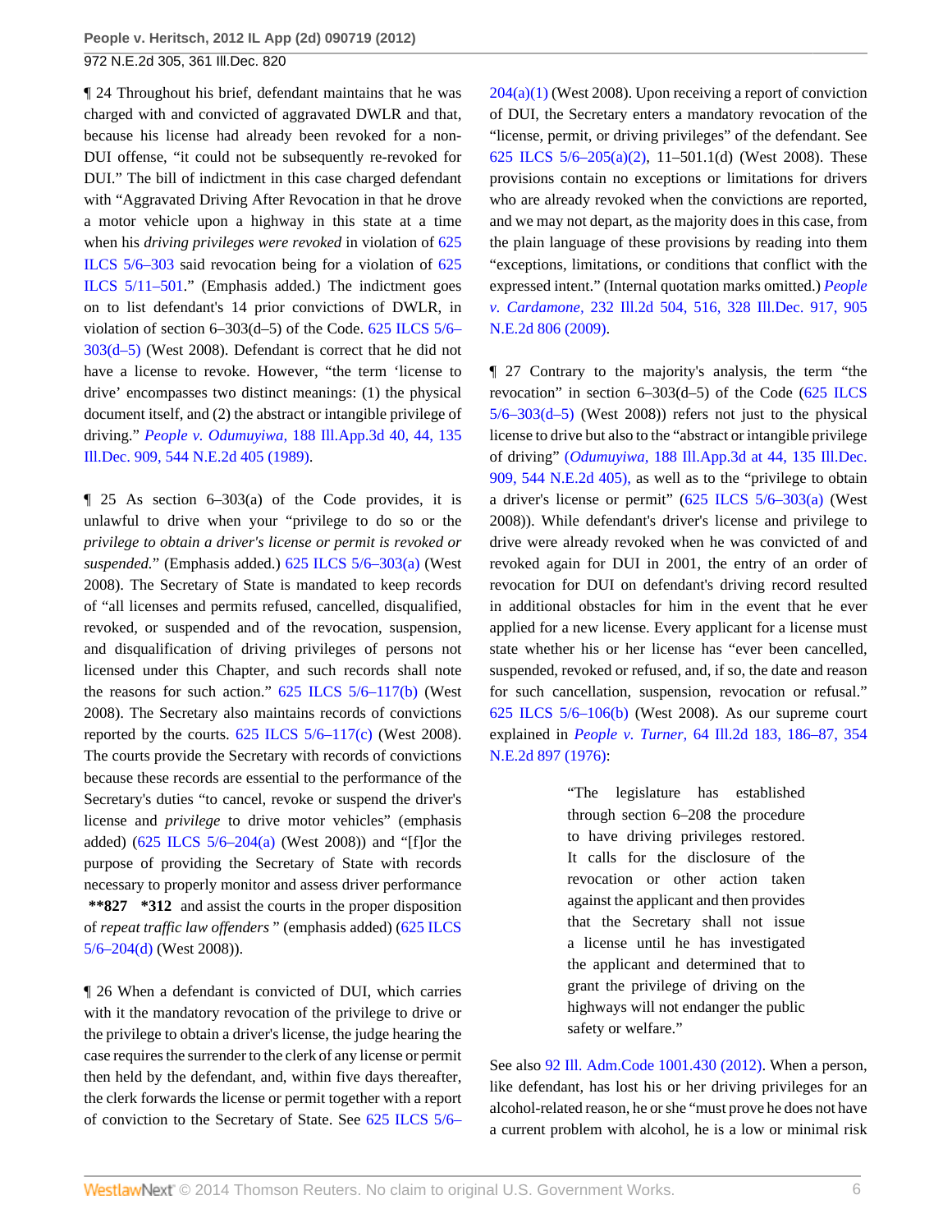¶ 24 Throughout his brief, defendant maintains that he was charged with and convicted of aggravated DWLR and that, because his license had already been revoked for a non-DUI offense, "it could not be subsequently re-revoked for DUI." The bill of indictment in this case charged defendant with "Aggravated Driving After Revocation in that he drove a motor vehicle upon a highway in this state at a time when his *driving privileges were revoked* in violation of 625 ILCS 5/6–303 said revocation being for a violation of 625 ILCS 5/11–501." (Emphasis added.) The indictment goes on to list defendant's 14 prior convictions of DWLR, in violation of section 6–303(d–5) of the Code. 625 ILCS 5/6–303(d–5) (West 2008). Defendant is correct that he did not have a license to revoke. However, "the term 'license to drive' encompasses two distinct meanings: (1) the physical document itself, and (2) the abstract or intangible privilege of driving." *People v. Odumuyiwa,* 188 Ill.App.3d 40, 44, 135 Ill.Dec. 909, 544 N.E.2d 405 (1989).

¶ 25 As section 6–303(a) of the Code provides, it is unlawful to drive when your "privilege to do so or the *privilege to obtain a driver's license or permit is revoked or suspended.*" (Emphasis added.) 625 ILCS 5/6–303(a) (West 2008). The Secretary of State is mandated to keep records of "all licenses and permits refused, cancelled, disqualified, revoked, or suspended and of the revocation, suspension, and disqualification of driving privileges of persons not licensed under this Chapter, and such records shall note the reasons for such action." 625 ILCS 5/6–117(b) (West 2008). The Secretary also maintains records of convictions reported by the courts. 625 ILCS 5/6–117(c) (West 2008). The courts provide the Secretary with records of convictions because these records are essential to the performance of the Secretary's duties "to cancel, revoke or suspend the driver's license and *privilege* to drive motor vehicles" (emphasis added) (625 ILCS 5/6–204(a) (West 2008)) and "[f]or the purpose of providing the Secretary of State with records necessary to properly monitor and assess driver performance **\*\*827 \*312** and assist the courts in the proper disposition of *repeat traffic law offenders* " (emphasis added) (625 ILCS 5/6–204(d) (West 2008)).

¶ 26 When a defendant is convicted of DUI, which carries with it the mandatory revocation of the privilege to drive or the privilege to obtain a driver's license, the judge hearing the case requires the surrender to the clerk of any license or permit then held by the defendant, and, within five days thereafter, the clerk forwards the license or permit together with a report of conviction to the Secretary of State. See 625 ILCS 5/6–204(a)(1) (West 2008). Upon receiving a report of conviction of DUI, the Secretary enters a mandatory revocation of the "license, permit, or driving privileges" of the defendant. See 625 ILCS 5/6–205(a)(2), 11–501.1(d) (West 2008). These provisions contain no exceptions or limitations for drivers who are already revoked when the convictions are reported, and we may not depart, as the majority does in this case, from the plain language of these provisions by reading into them "exceptions, limitations, or conditions that conflict with the expressed intent." (Internal quotation marks omitted.) *People v. Cardamone,* 232 Ill.2d 504, 516, 328 Ill.Dec. 917, 905 N.E.2d 806 (2009).

¶ 27 Contrary to the majority's analysis, the term "the revocation" in section 6–303(d–5) of the Code (625 ILCS 5/6–303(d–5) (West 2008)) refers not just to the physical license to drive but also to the "abstract or intangible privilege of driving" (*Odumuyiwa,* 188 Ill.App.3d at 44, 135 Ill.Dec. 909, 544 N.E.2d 405), as well as to the "privilege to obtain a driver's license or permit" (625 ILCS 5/6–303(a) (West 2008)). While defendant's driver's license and privilege to drive were already revoked when he was convicted of and revoked again for DUI in 2001, the entry of an order of revocation for DUI on defendant's driving record resulted in additional obstacles for him in the event that he ever applied for a new license. Every applicant for a license must state whether his or her license has "ever been cancelled, suspended, revoked or refused, and, if so, the date and reason for such cancellation, suspension, revocation or refusal." 625 ILCS 5/6–106(b) (West 2008). As our supreme court explained in *People v. Turner,* 64 Ill.2d 183, 186–87, 354 N.E.2d 897 (1976):

> "The legislature has established through section 6–208 the procedure to have driving privileges restored. It calls for the disclosure of the revocation or other action taken against the applicant and then provides that the Secretary shall not issue a license until he has investigated the applicant and determined that to grant the privilege of driving on the highways will not endanger the public safety or welfare."

See also 92 Ill. Adm.Code 1001.430 (2012). When a person, like defendant, has lost his or her driving privileges for an alcohol-related reason, he or she "must prove he does not have a current problem with alcohol, he is a low or minimal risk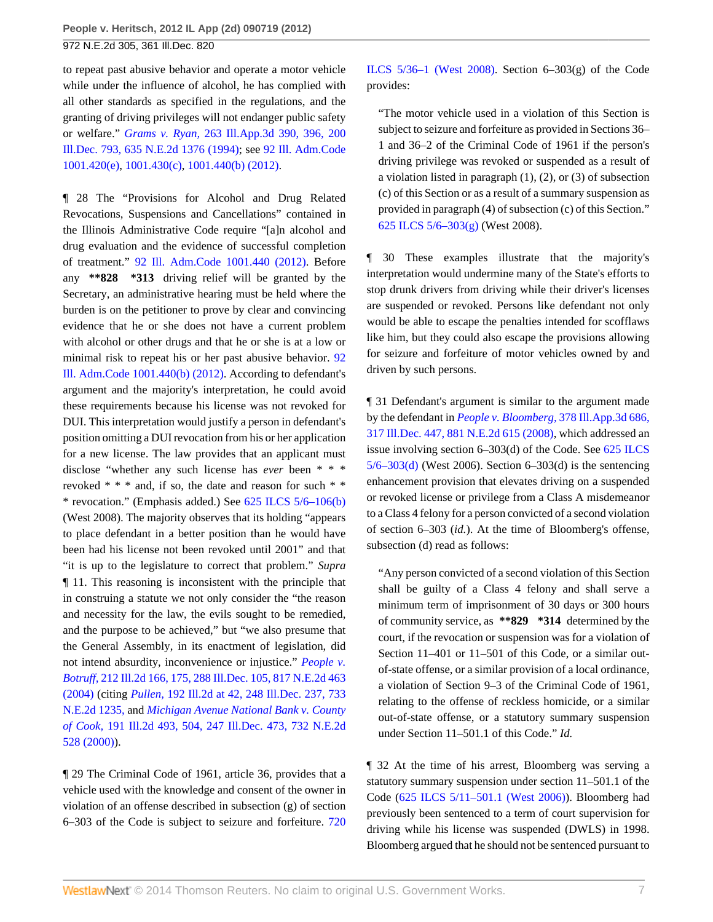to repeat past abusive behavior and operate a motor vehicle while under the influence of alcohol, he has complied with all other standards as specified in the regulations, and the granting of driving privileges will not endanger public safety or welfare." *Grams v. Ryan,* 263 Ill.App.3d 390, 396, 200 Ill.Dec. 793, 635 N.E.2d 1376 (1994); see 92 Ill. Adm.Code 1001.420(e), 1001.430(c), 1001.440(b) (2012).

¶ 28 The "Provisions for Alcohol and Drug Related Revocations, Suspensions and Cancellations" contained in the Illinois Administrative Code require "[a]n alcohol and drug evaluation and the evidence of successful completion of treatment." 92 Ill. Adm.Code 1001.440 (2012). Before any **\*\*828 \*313** driving relief will be granted by the Secretary, an administrative hearing must be held where the burden is on the petitioner to prove by clear and convincing evidence that he or she does not have a current problem with alcohol or other drugs and that he or she is at a low or minimal risk to repeat his or her past abusive behavior. 92 Ill. Adm.Code 1001.440(b) (2012). According to defendant's argument and the majority's interpretation, he could avoid these requirements because his license was not revoked for DUI. This interpretation would justify a person in defendant's position omitting a DUI revocation from his or her application for a new license. The law provides that an applicant must disclose "whether any such license has *ever* been * * * revoked * * * and, if so, the date and reason for such * * * revocation." (Emphasis added.) See 625 ILCS 5/6–106(b) (West 2008). The majority observes that its holding "appears to place defendant in a better position than he would have been had his license not been revoked until 2001" and that "it is up to the legislature to correct that problem." *Supra* ¶ 11. This reasoning is inconsistent with the principle that in construing a statute we not only consider the "the reason and necessity for the law, the evils sought to be remedied, and the purpose to be achieved," but "we also presume that the General Assembly, in its enactment of legislation, did not intend absurdity, inconvenience or injustice." *People v. Botruff,* 212 Ill.2d 166, 175, 288 Ill.Dec. 105, 817 N.E.2d 463 (2004) (citing *Pullen,* 192 Ill.2d at 42, 248 Ill.Dec. 237, 733 N.E.2d 1235, and *Michigan Avenue National Bank v. County of Cook,* 191 Ill.2d 493, 504, 247 Ill.Dec. 473, 732 N.E.2d 528 (2000)).

¶ 29 The Criminal Code of 1961, article 36, provides that a vehicle used with the knowledge and consent of the owner in violation of an offense described in subsection (g) of section 6–303 of the Code is subject to seizure and forfeiture. 720 ILCS 5/36–1 (West 2008). Section 6–303(g) of the Code provides:

> "The motor vehicle used in a violation of this Section is subject to seizure and forfeiture as provided in Sections 36–1 and 36–2 of the Criminal Code of 1961 if the person's driving privilege was revoked or suspended as a result of a violation listed in paragraph (1), (2), or (3) of subsection (c) of this Section or as a result of a summary suspension as provided in paragraph (4) of subsection (c) of this Section." 625 ILCS 5/6–303(g) (West 2008).

¶ 30 These examples illustrate that the majority's interpretation would undermine many of the State's efforts to stop drunk drivers from driving while their driver's licenses are suspended or revoked. Persons like defendant not only would be able to escape the penalties intended for scofflaws like him, but they could also escape the provisions allowing for seizure and forfeiture of motor vehicles owned by and driven by such persons.

¶ 31 Defendant's argument is similar to the argument made by the defendant in *People v. Bloomberg,* 378 Ill.App.3d 686, 317 Ill.Dec. 447, 881 N.E.2d 615 (2008), which addressed an issue involving section 6–303(d) of the Code. See 625 ILCS 5/6–303(d) (West 2006). Section 6–303(d) is the sentencing enhancement provision that elevates driving on a suspended or revoked license or privilege from a Class A misdemeanor to a Class 4 felony for a person convicted of a second violation of section 6–303 (*id.*). At the time of Bloomberg's offense, subsection (d) read as follows:

> "Any person convicted of a second violation of this Section shall be guilty of a Class 4 felony and shall serve a minimum term of imprisonment of 30 days or 300 hours of community service, as **\*\*829 \*314** determined by the court, if the revocation or suspension was for a violation of Section 11–401 or 11–501 of this Code, or a similar out-of-state offense, or a similar provision of a local ordinance, a violation of Section 9–3 of the Criminal Code of 1961, relating to the offense of reckless homicide, or a similar out-of-state offense, or a statutory summary suspension under Section 11–501.1 of this Code." *Id.*

¶ 32 At the time of his arrest, Bloomberg was serving a statutory summary suspension under section 11–501.1 of the Code (625 ILCS 5/11–501.1 (West 2006)). Bloomberg had previously been sentenced to a term of court supervision for driving while his license was suspended (DWLS) in 1998. Bloomberg argued that he should not be sentenced pursuant to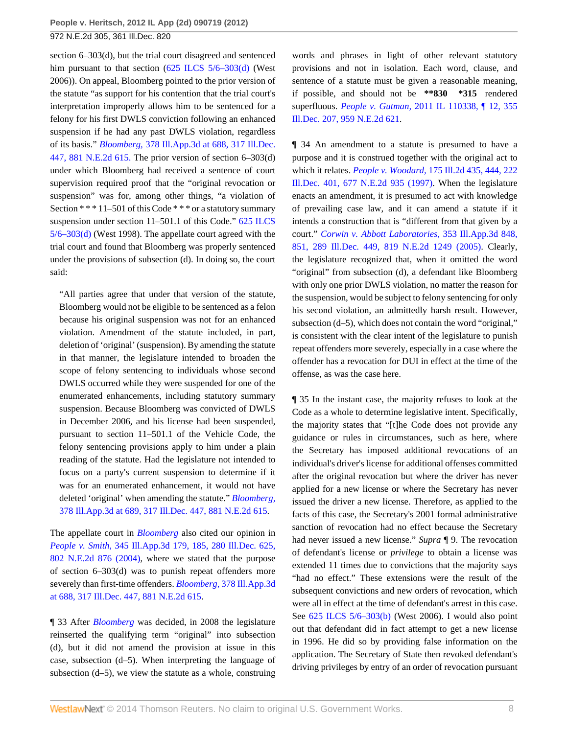section 6–303(d), but the trial court disagreed and sentenced him pursuant to that section (625 ILCS 5/6–303(d) (West 2006)). On appeal, Bloomberg pointed to the prior version of the statute "as support for his contention that the trial court's interpretation improperly allows him to be sentenced for a felony for his first DWLS conviction following an enhanced suspension if he had any past DWLS violation, regardless of its basis." *Bloomberg,* 378 Ill.App.3d at 688, 317 Ill.Dec. 447, 881 N.E.2d 615. The prior version of section 6–303(d) under which Bloomberg had received a sentence of court supervision required proof that the "original revocation or suspension" was for, among other things, "a violation of Section * * * 11–501 of this Code * * * or a statutory summary suspension under section 11–501.1 of this Code." 625 ILCS 5/6–303(d) (West 1998). The appellate court agreed with the trial court and found that Bloomberg was properly sentenced under the provisions of subsection (d). In doing so, the court said:

> "All parties agree that under that version of the statute, Bloomberg would not be eligible to be sentenced as a felon because his original suspension was not for an enhanced violation. Amendment of the statute included, in part, deletion of 'original' (suspension). By amending the statute in that manner, the legislature intended to broaden the scope of felony sentencing to individuals whose second DWLS occurred while they were suspended for one of the enumerated enhancements, including statutory summary suspension. Because Bloomberg was convicted of DWLS in December 2006, and his license had been suspended, pursuant to section 11–501.1 of the Vehicle Code, the felony sentencing provisions apply to him under a plain reading of the statute. Had the legislature not intended to focus on a party's current suspension to determine if it was for an enumerated enhancement, it would not have deleted 'original' when amending the statute." *Bloomberg,* 378 Ill.App.3d at 689, 317 Ill.Dec. 447, 881 N.E.2d 615.

The appellate court in *Bloomberg* also cited our opinion in *People v. Smith,* 345 Ill.App.3d 179, 185, 280 Ill.Dec. 625, 802 N.E.2d 876 (2004), where we stated that the purpose of section 6–303(d) was to punish repeat offenders more severely than first-time offenders. *Bloomberg,* 378 Ill.App.3d at 688, 317 Ill.Dec. 447, 881 N.E.2d 615.

¶ 33 After *Bloomberg* was decided, in 2008 the legislature reinserted the qualifying term "original" into subsection (d), but it did not amend the provision at issue in this case, subsection (d–5). When interpreting the language of subsection (d–5), we view the statute as a whole, construing words and phrases in light of other relevant statutory provisions and not in isolation. Each word, clause, and sentence of a statute must be given a reasonable meaning, if possible, and should not be **\*\*830 \*315** rendered superfluous. *People v. Gutman,* 2011 IL 110338, ¶ 12, 355 Ill.Dec. 207, 959 N.E.2d 621.

¶ 34 An amendment to a statute is presumed to have a purpose and it is construed together with the original act to which it relates. *People v. Woodard,* 175 Ill.2d 435, 444, 222 Ill.Dec. 401, 677 N.E.2d 935 (1997). When the legislature enacts an amendment, it is presumed to act with knowledge of prevailing case law, and it can amend a statute if it intends a construction that is "different from that given by a court." *Corwin v. Abbott Laboratories,* 353 Ill.App.3d 848, 851, 289 Ill.Dec. 449, 819 N.E.2d 1249 (2005). Clearly, the legislature recognized that, when it omitted the word "original" from subsection (d), a defendant like Bloomberg with only one prior DWLS violation, no matter the reason for the suspension, would be subject to felony sentencing for only his second violation, an admittedly harsh result. However, subsection (d–5), which does not contain the word "original," is consistent with the clear intent of the legislature to punish repeat offenders more severely, especially in a case where the offender has a revocation for DUI in effect at the time of the offense, as was the case here.

¶ 35 In the instant case, the majority refuses to look at the Code as a whole to determine legislative intent. Specifically, the majority states that "[t]he Code does not provide any guidance or rules in circumstances, such as here, where the Secretary has imposed additional revocations of an individual's driver's license for additional offenses committed after the original revocation but where the driver has never applied for a new license or where the Secretary has never issued the driver a new license. Therefore, as applied to the facts of this case, the Secretary's 2001 formal administrative sanction of revocation had no effect because the Secretary had never issued a new license." *Supra* ¶ 9. The revocation of defendant's license or *privilege* to obtain a license was extended 11 times due to convictions that the majority says "had no effect." These extensions were the result of the subsequent convictions and new orders of revocation, which were all in effect at the time of defendant's arrest in this case. See 625 ILCS 5/6–303(b) (West 2006). I would also point out that defendant did in fact attempt to get a new license in 1996. He did so by providing false information on the application. The Secretary of State then revoked defendant's driving privileges by entry of an order of revocation pursuant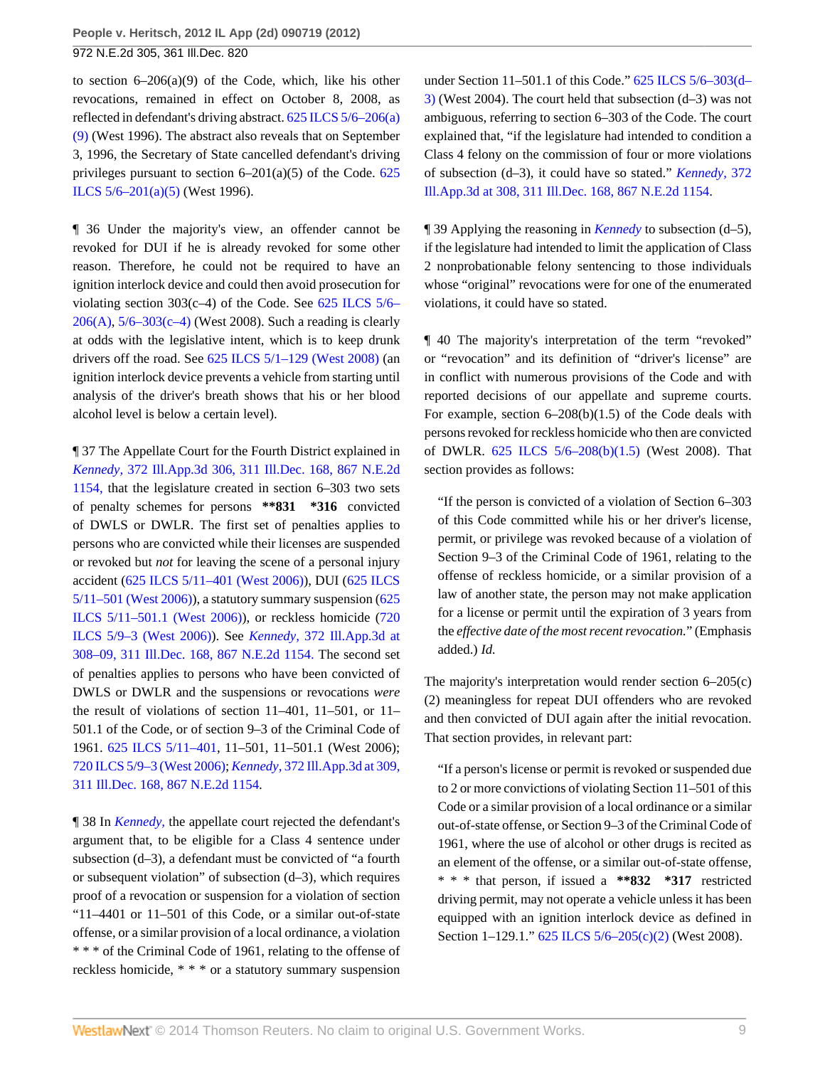to section 6–206(a)(9) of the Code, which, like his other revocations, remained in effect on October 8, 2008, as reflected in defendant's driving abstract. 625 ILCS 5/6–206(a)(9) (West 1996). The abstract also reveals that on September 3, 1996, the Secretary of State cancelled defendant's driving privileges pursuant to section 6–201(a)(5) of the Code. 625 ILCS 5/6–201(a)(5) (West 1996).

¶ 36 Under the majority's view, an offender cannot be revoked for DUI if he is already revoked for some other reason. Therefore, he could not be required to have an ignition interlock device and could then avoid prosecution for violating section 303(c–4) of the Code. See 625 ILCS 5/6–206(A), 5/6–303(c–4) (West 2008). Such a reading is clearly at odds with the legislative intent, which is to keep drunk drivers off the road. See 625 ILCS 5/1–129 (West 2008) (an ignition interlock device prevents a vehicle from starting until analysis of the driver's breath shows that his or her blood alcohol level is below a certain level).

¶ 37 The Appellate Court for the Fourth District explained in *Kennedy,* 372 Ill.App.3d 306, 311 Ill.Dec. 168, 867 N.E.2d 1154, that the legislature created in section 6–303 two sets of penalty schemes for persons **\*\*831 \*316** convicted of DWLS or DWLR. The first set of penalties applies to persons who are convicted while their licenses are suspended or revoked but *not* for leaving the scene of a personal injury accident (625 ILCS 5/11–401 (West 2006)), DUI (625 ILCS 5/11–501 (West 2006)), a statutory summary suspension (625 ILCS 5/11–501.1 (West 2006)), or reckless homicide (720 ILCS 5/9–3 (West 2006)). See *Kennedy,* 372 Ill.App.3d at 308–09, 311 Ill.Dec. 168, 867 N.E.2d 1154. The second set of penalties applies to persons who have been convicted of DWLS or DWLR and the suspensions or revocations *were* the result of violations of section 11–401, 11–501, or 11–501.1 of the Code, or of section 9–3 of the Criminal Code of 1961. 625 ILCS 5/11–401, 11–501, 11–501.1 (West 2006); 720 ILCS 5/9–3 (West 2006); *Kennedy,* 372 Ill.App.3d at 309, 311 Ill.Dec. 168, 867 N.E.2d 1154.

¶ 38 In *Kennedy,* the appellate court rejected the defendant's argument that, to be eligible for a Class 4 sentence under subsection (d–3), a defendant must be convicted of "a fourth or subsequent violation" of subsection (d–3), which requires proof of a revocation or suspension for a violation of section "11–4401 or 11–501 of this Code, or a similar out-of-state offense, or a similar provision of a local ordinance, a violation * * * of the Criminal Code of 1961, relating to the offense of reckless homicide, * * * or a statutory summary suspension under Section 11–501.1 of this Code." 625 ILCS 5/6–303(d–3) (West 2004). The court held that subsection (d–3) was not ambiguous, referring to section 6–303 of the Code. The court explained that, "if the legislature had intended to condition a Class 4 felony on the commission of four or more violations of subsection (d–3), it could have so stated." *Kennedy,* 372 Ill.App.3d at 308, 311 Ill.Dec. 168, 867 N.E.2d 1154.

¶ 39 Applying the reasoning in *Kennedy* to subsection (d–5), if the legislature had intended to limit the application of Class 2 nonprobationable felony sentencing to those individuals whose "original" revocations were for one of the enumerated violations, it could have so stated.

¶ 40 The majority's interpretation of the term "revoked" or "revocation" and its definition of "driver's license" are in conflict with numerous provisions of the Code and with reported decisions of our appellate and supreme courts. For example, section 6–208(b)(1.5) of the Code deals with persons revoked for reckless homicide who then are convicted of DWLR. 625 ILCS 5/6–208(b)(1.5) (West 2008). That section provides as follows:

> "If the person is convicted of a violation of Section 6–303 of this Code committed while his or her driver's license, permit, or privilege was revoked because of a violation of Section 9–3 of the Criminal Code of 1961, relating to the offense of reckless homicide, or a similar provision of a law of another state, the person may not make application for a license or permit until the expiration of 3 years from the *effective date of the most recent revocation.*" (Emphasis added.) *Id.*

The majority's interpretation would render section 6–205(c)(2) meaningless for repeat DUI offenders who are revoked and then convicted of DUI again after the initial revocation. That section provides, in relevant part:

> "If a person's license or permit is revoked or suspended due to 2 or more convictions of violating Section 11–501 of this Code or a similar provision of a local ordinance or a similar out-of-state offense, or Section 9–3 of the Criminal Code of 1961, where the use of alcohol or other drugs is recited as an element of the offense, or a similar out-of-state offense, * * * that person, if issued a **\*\*832 \*317** restricted driving permit, may not operate a vehicle unless it has been equipped with an ignition interlock device as defined in Section 1–129.1." 625 ILCS 5/6–205(c)(2) (West 2008).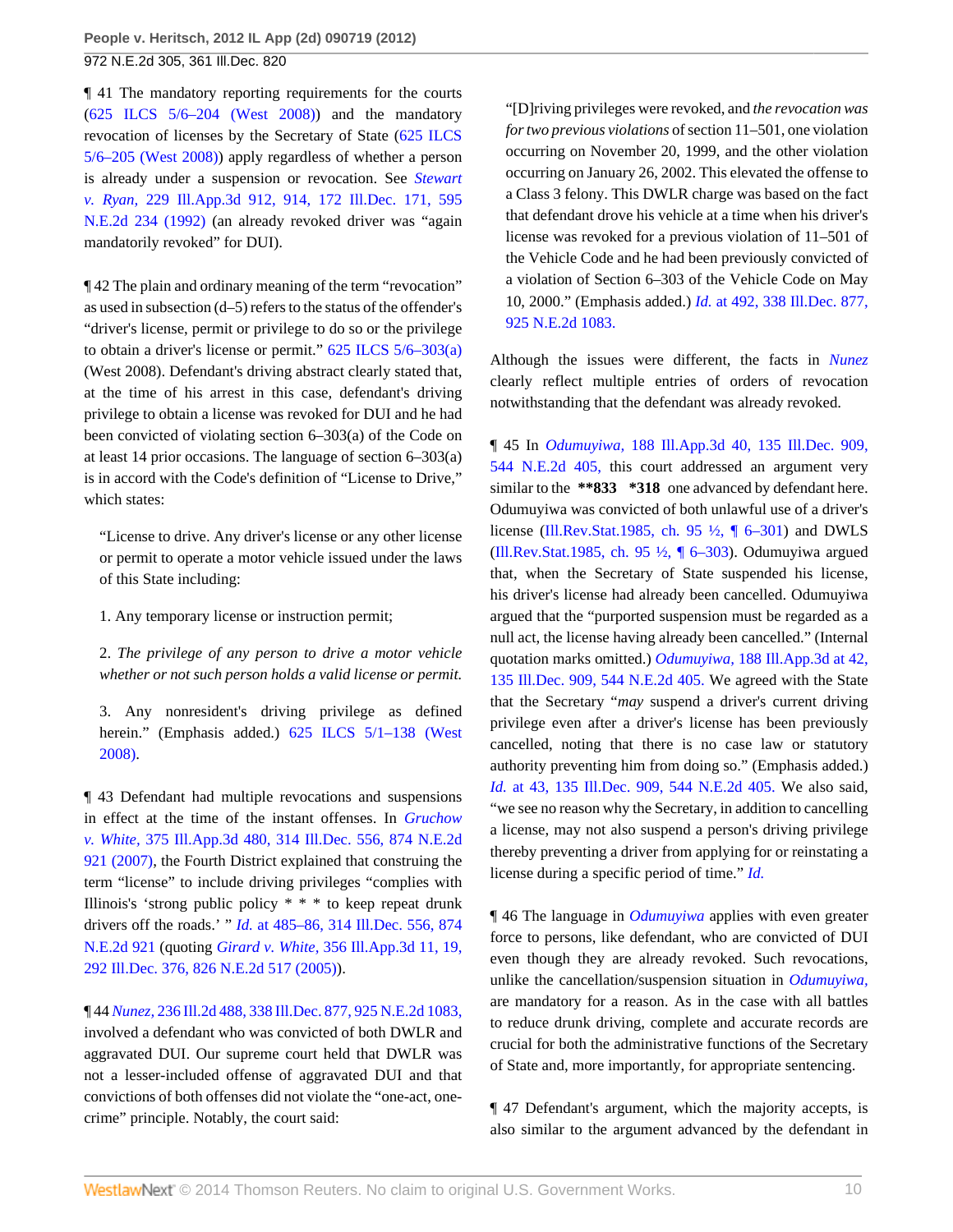¶ 41 The mandatory reporting requirements for the courts (625 ILCS 5/6–204 (West 2008)) and the mandatory revocation of licenses by the Secretary of State (625 ILCS 5/6–205 (West 2008)) apply regardless of whether a person is already under a suspension or revocation. See *Stewart v. Ryan,* 229 Ill.App.3d 912, 914, 172 Ill.Dec. 171, 595 N.E.2d 234 (1992) (an already revoked driver was "again mandatorily revoked" for DUI).

¶ 42 The plain and ordinary meaning of the term "revocation" as used in subsection (d–5) refers to the status of the offender's "driver's license, permit or privilege to do so or the privilege to obtain a driver's license or permit." 625 ILCS 5/6–303(a) (West 2008). Defendant's driving abstract clearly stated that, at the time of his arrest in this case, defendant's driving privilege to obtain a license was revoked for DUI and he had been convicted of violating section 6–303(a) of the Code on at least 14 prior occasions. The language of section 6–303(a) is in accord with the Code's definition of "License to Drive," which states:

> "License to drive. Any driver's license or any other license or permit to operate a motor vehicle issued under the laws of this State including:
>
> 1. Any temporary license or instruction permit;
>
> 2. *The privilege of any person to drive a motor vehicle whether or not such person holds a valid license or permit.*
>
> 3. Any nonresident's driving privilege as defined herein." (Emphasis added.) 625 ILCS 5/1–138 (West 2008).

¶ 43 Defendant had multiple revocations and suspensions in effect at the time of the instant offenses. In *Gruchow v. White,* 375 Ill.App.3d 480, 314 Ill.Dec. 556, 874 N.E.2d 921 (2007), the Fourth District explained that construing the term "license" to include driving privileges "complies with Illinois's 'strong public policy * * * to keep repeat drunk drivers off the roads.' " *Id.* at 485–86, 314 Ill.Dec. 556, 874 N.E.2d 921 (quoting *Girard v. White,* 356 Ill.App.3d 11, 19, 292 Ill.Dec. 376, 826 N.E.2d 517 (2005)).

¶ 44 *Nunez,* 236 Ill.2d 488, 338 Ill.Dec. 877, 925 N.E.2d 1083, involved a defendant who was convicted of both DWLR and aggravated DUI. Our supreme court held that DWLR was not a lesser-included offense of aggravated DUI and that convictions of both offenses did not violate the "one-act, one-crime" principle. Notably, the court said:

> "[D]riving privileges were revoked, and *the revocation was for two previous violations* of section 11–501, one violation occurring on November 20, 1999, and the other violation occurring on January 26, 2002. This elevated the offense to a Class 3 felony. This DWLR charge was based on the fact that defendant drove his vehicle at a time when his driver's license was revoked for a previous violation of 11–501 of the Vehicle Code and he had been previously convicted of a violation of Section 6–303 of the Vehicle Code on May 10, 2000." (Emphasis added.) *Id.* at 492, 338 Ill.Dec. 877, 925 N.E.2d 1083.

Although the issues were different, the facts in *Nunez* clearly reflect multiple entries of orders of revocation notwithstanding that the defendant was already revoked.

¶ 45 In *Odumuyiwa,* 188 Ill.App.3d 40, 135 Ill.Dec. 909, 544 N.E.2d 405, this court addressed an argument very similar to the **833 *318 one advanced by defendant here. Odumuyiwa was convicted of both unlawful use of a driver's license (Ill.Rev.Stat.1985, ch. 95 ½, ¶ 6–301) and DWLS (Ill.Rev.Stat.1985, ch. 95 ½, ¶ 6–303). Odumuyiwa argued that, when the Secretary of State suspended his license, his driver's license had already been cancelled. Odumuyiwa argued that the "purported suspension must be regarded as a null act, the license having already been cancelled." (Internal quotation marks omitted.) *Odumuyiwa,* 188 Ill.App.3d at 42, 135 Ill.Dec. 909, 544 N.E.2d 405. We agreed with the State that the Secretary "*may* suspend a driver's current driving privilege even after a driver's license has been previously cancelled, noting that there is no case law or statutory authority preventing him from doing so." (Emphasis added.) *Id.* at 43, 135 Ill.Dec. 909, 544 N.E.2d 405. We also said, "we see no reason why the Secretary, in addition to cancelling a license, may not also suspend a person's driving privilege thereby preventing a driver from applying for or reinstating a license during a specific period of time." *Id.*

¶ 46 The language in *Odumuyiwa* applies with even greater force to persons, like defendant, who are convicted of DUI even though they are already revoked. Such revocations, unlike the cancellation/suspension situation in *Odumuyiwa,* are mandatory for a reason. As in the case with all battles to reduce drunk driving, complete and accurate records are crucial for both the administrative functions of the Secretary of State and, more importantly, for appropriate sentencing.

¶ 47 Defendant's argument, which the majority accepts, is also similar to the argument advanced by the defendant in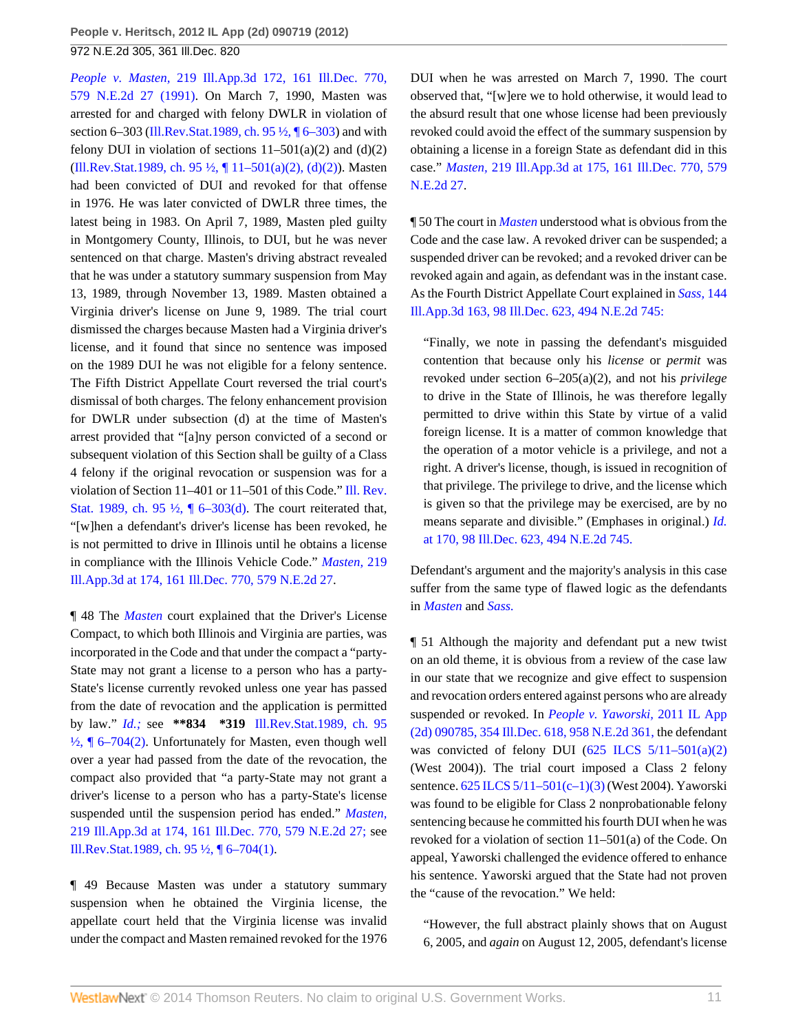*People v. Masten,* 219 Ill.App.3d 172, 161 Ill.Dec. 770, 579 N.E.2d 27 (1991). On March 7, 1990, Masten was arrested for and charged with felony DWLR in violation of section 6–303 (Ill.Rev.Stat.1989, ch. 95 ½, ¶ 6–303) and with felony DUI in violation of sections 11–501(a)(2) and (d)(2) (Ill.Rev.Stat.1989, ch. 95 ½, ¶ 11–501(a)(2), (d)(2)). Masten had been convicted of DUI and revoked for that offense in 1976. He was later convicted of DWLR three times, the latest being in 1983. On April 7, 1989, Masten pled guilty in Montgomery County, Illinois, to DUI, but he was never sentenced on that charge. Masten's driving abstract revealed that he was under a statutory summary suspension from May 13, 1989, through November 13, 1989. Masten obtained a Virginia driver's license on June 9, 1989. The trial court dismissed the charges because Masten had a Virginia driver's license, and it found that since no sentence was imposed on the 1989 DUI he was not eligible for a felony sentence. The Fifth District Appellate Court reversed the trial court's dismissal of both charges. The felony enhancement provision for DWLR under subsection (d) at the time of Masten's arrest provided that "[a]ny person convicted of a second or subsequent violation of this Section shall be guilty of a Class 4 felony if the original revocation or suspension was for a violation of Section 11–401 or 11–501 of this Code." Ill. Rev. Stat. 1989, ch. 95 ½, ¶ 6–303(d). The court reiterated that, "[w]hen a defendant's driver's license has been revoked, he is not permitted to drive in Illinois until he obtains a license in compliance with the Illinois Vehicle Code." *Masten,* 219 Ill.App.3d at 174, 161 Ill.Dec. 770, 579 N.E.2d 27.

¶ 48 The *Masten* court explained that the Driver's License Compact, to which both Illinois and Virginia are parties, was incorporated in the Code and that under the compact a "party-State may not grant a license to a person who has a party-State's license currently revoked unless one year has passed from the date of revocation and the application is permitted by law." *Id.;* see **\*\*834 \*319** Ill.Rev.Stat.1989, ch. 95 ½, ¶ 6–704(2). Unfortunately for Masten, even though well over a year had passed from the date of the revocation, the compact also provided that "a party-State may not grant a driver's license to a person who has a party-State's license suspended until the suspension period has ended." *Masten,* 219 Ill.App.3d at 174, 161 Ill.Dec. 770, 579 N.E.2d 27; see Ill.Rev.Stat.1989, ch. 95 ½, ¶ 6–704(1).

¶ 49 Because Masten was under a statutory summary suspension when he obtained the Virginia license, the appellate court held that the Virginia license was invalid under the compact and Masten remained revoked for the 1976 DUI when he was arrested on March 7, 1990. The court observed that, "[w]ere we to hold otherwise, it would lead to the absurd result that one whose license had been previously revoked could avoid the effect of the summary suspension by obtaining a license in a foreign State as defendant did in this case." *Masten,* 219 Ill.App.3d at 175, 161 Ill.Dec. 770, 579 N.E.2d 27.

¶ 50 The court in *Masten* understood what is obvious from the Code and the case law. A revoked driver can be suspended; a suspended driver can be revoked; and a revoked driver can be revoked again and again, as defendant was in the instant case. As the Fourth District Appellate Court explained in *Sass,* 144 Ill.App.3d 163, 98 Ill.Dec. 623, 494 N.E.2d 745:

> "Finally, we note in passing the defendant's misguided contention that because only his *license* or *permit* was revoked under section 6–205(a)(2), and not his *privilege* to drive in the State of Illinois, he was therefore legally permitted to drive within this State by virtue of a valid foreign license. It is a matter of common knowledge that the operation of a motor vehicle is a privilege, and not a right. A driver's license, though, is issued in recognition of that privilege. The privilege to drive, and the license which is given so that the privilege may be exercised, are by no means separate and divisible." (Emphases in original.) *Id.* at 170, 98 Ill.Dec. 623, 494 N.E.2d 745.

Defendant's argument and the majority's analysis in this case suffer from the same type of flawed logic as the defendants in *Masten* and *Sass.*

¶ 51 Although the majority and defendant put a new twist on an old theme, it is obvious from a review of the case law in our state that we recognize and give effect to suspension and revocation orders entered against persons who are already suspended or revoked. In *People v. Yaworski,* 2011 IL App (2d) 090785, 354 Ill.Dec. 618, 958 N.E.2d 361, the defendant was convicted of felony DUI (625 ILCS 5/11–501(a)(2) (West 2004)). The trial court imposed a Class 2 felony sentence. 625 ILCS 5/11–501(c–1)(3) (West 2004). Yaworski was found to be eligible for Class 2 nonprobationable felony sentencing because he committed his fourth DUI when he was revoked for a violation of section 11–501(a) of the Code. On appeal, Yaworski challenged the evidence offered to enhance his sentence. Yaworski argued that the State had not proven the "cause of the revocation." We held:

> "However, the full abstract plainly shows that on August 6, 2005, and *again* on August 12, 2005, defendant's license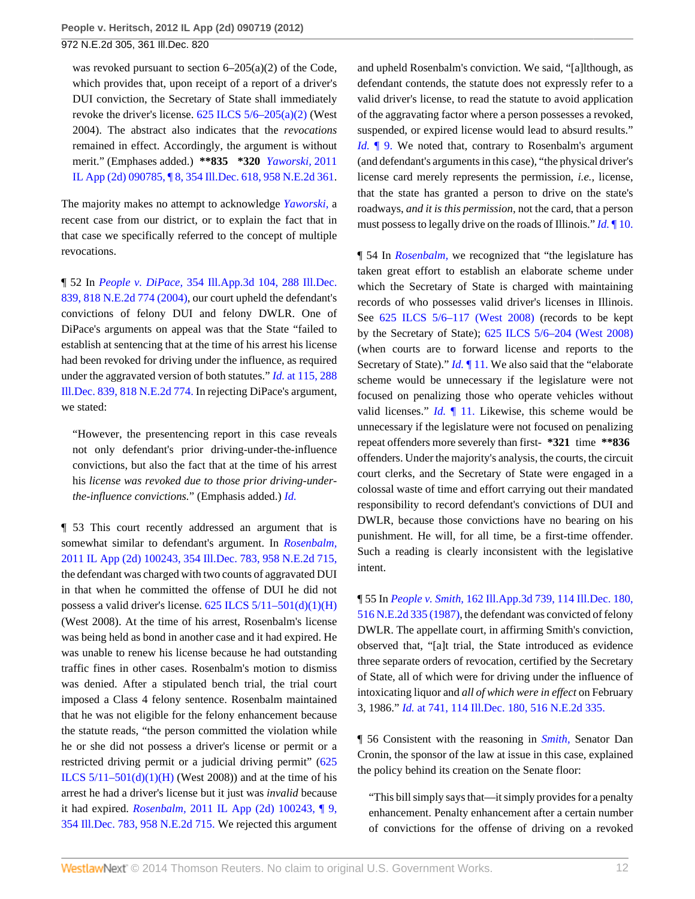was revoked pursuant to section 6–205(a)(2) of the Code, which provides that, upon receipt of a report of a driver's DUI conviction, the Secretary of State shall immediately revoke the driver's license. 625 ILCS 5/6–205(a)(2) (West 2004). The abstract also indicates that the *revocations* remained in effect. Accordingly, the argument is without merit." (Emphases added.) **\*\*835 \*320** *Yaworski,* 2011 IL App (2d) 090785, ¶ 8, 354 Ill.Dec. 618, 958 N.E.2d 361.

The majority makes no attempt to acknowledge *Yaworski,* a recent case from our district, or to explain the fact that in that case we specifically referred to the concept of multiple revocations.

¶ 52 In *People v. DiPace,* 354 Ill.App.3d 104, 288 Ill.Dec. 839, 818 N.E.2d 774 (2004), our court upheld the defendant's convictions of felony DUI and felony DWLR. One of DiPace's arguments on appeal was that the State "failed to establish at sentencing that at the time of his arrest his license had been revoked for driving under the influence, as required under the aggravated version of both statutes." *Id.* at 115, 288 Ill.Dec. 839, 818 N.E.2d 774. In rejecting DiPace's argument, we stated:

> "However, the presentencing report in this case reveals not only defendant's prior driving-under-the-influence convictions, but also the fact that at the time of his arrest his *license was revoked due to those prior driving-under-the-influence convictions.*" (Emphasis added.) *Id.*

¶ 53 This court recently addressed an argument that is somewhat similar to defendant's argument. In *Rosenbalm,* 2011 IL App (2d) 100243, 354 Ill.Dec. 783, 958 N.E.2d 715, the defendant was charged with two counts of aggravated DUI in that when he committed the offense of DUI he did not possess a valid driver's license. 625 ILCS 5/11–501(d)(1)(H) (West 2008). At the time of his arrest, Rosenbalm's license was being held as bond in another case and it had expired. He was unable to renew his license because he had outstanding traffic fines in other cases. Rosenbalm's motion to dismiss was denied. After a stipulated bench trial, the trial court imposed a Class 4 felony sentence. Rosenbalm maintained that he was not eligible for the felony enhancement because the statute reads, "the person committed the violation while he or she did not possess a driver's license or permit or a restricted driving permit or a judicial driving permit" (625 ILCS 5/11–501(d)(1)(H) (West 2008)) and at the time of his arrest he had a driver's license but it just was *invalid* because it had expired. *Rosenbalm,* 2011 IL App (2d) 100243, ¶ 9, 354 Ill.Dec. 783, 958 N.E.2d 715. We rejected this argument and upheld Rosenbalm's conviction. We said, "[a]lthough, as defendant contends, the statute does not expressly refer to a valid driver's license, to read the statute to avoid application of the aggravating factor where a person possesses a revoked, suspended, or expired license would lead to absurd results." *Id.* ¶ 9. We noted that, contrary to Rosenbalm's argument (and defendant's arguments in this case), "the physical driver's license card merely represents the permission, *i.e.,* license, that the state has granted a person to drive on the state's roadways, *and it is this permission,* not the card, that a person must possess to legally drive on the roads of Illinois." *Id.* ¶ 10.

¶ 54 In *Rosenbalm,* we recognized that "the legislature has taken great effort to establish an elaborate scheme under which the Secretary of State is charged with maintaining records of who possesses valid driver's licenses in Illinois. See 625 ILCS 5/6–117 (West 2008) (records to be kept by the Secretary of State); 625 ILCS 5/6–204 (West 2008) (when courts are to forward license and reports to the Secretary of State)." *Id.* ¶ 11. We also said that the "elaborate scheme would be unnecessary if the legislature were not focused on penalizing those who operate vehicles without valid licenses." *Id.* ¶ 11. Likewise, this scheme would be unnecessary if the legislature were not focused on penalizing repeat offenders more severely than first- **\*321** time **\*\*836** offenders. Under the majority's analysis, the courts, the circuit court clerks, and the Secretary of State were engaged in a colossal waste of time and effort carrying out their mandated responsibility to record defendant's convictions of DUI and DWLR, because those convictions have no bearing on his punishment. He will, for all time, be a first-time offender. Such a reading is clearly inconsistent with the legislative intent.

¶ 55 In *People v. Smith,* 162 Ill.App.3d 739, 114 Ill.Dec. 180, 516 N.E.2d 335 (1987), the defendant was convicted of felony DWLR. The appellate court, in affirming Smith's conviction, observed that, "[a]t trial, the State introduced as evidence three separate orders of revocation, certified by the Secretary of State, all of which were for driving under the influence of intoxicating liquor and *all of which were in effect* on February 3, 1986." *Id.* at 741, 114 Ill.Dec. 180, 516 N.E.2d 335.

¶ 56 Consistent with the reasoning in *Smith,* Senator Dan Cronin, the sponsor of the law at issue in this case, explained the policy behind its creation on the Senate floor:

> "This bill simply says that—it simply provides for a penalty enhancement. Penalty enhancement after a certain number of convictions for the offense of driving on a revoked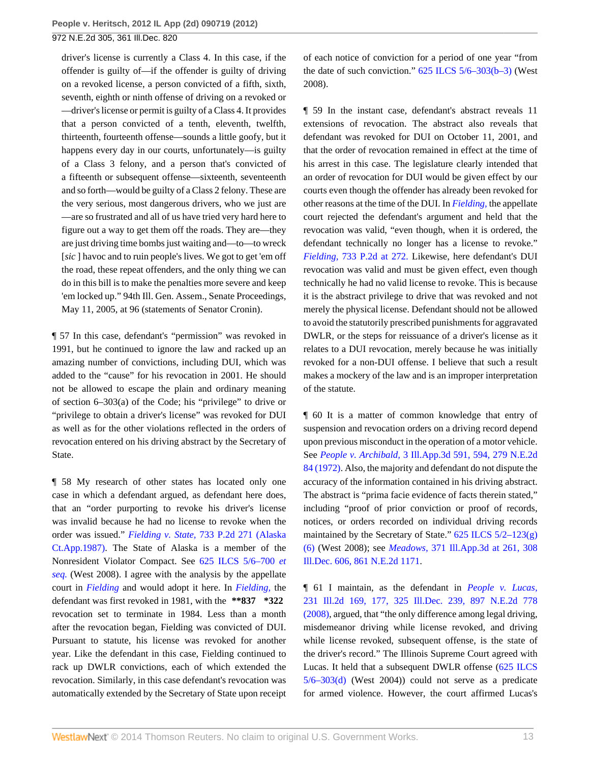driver's license is currently a Class 4. In this case, if the offender is guilty of—if the offender is guilty of driving on a revoked license, a person convicted of a fifth, sixth, seventh, eighth or ninth offense of driving on a revoked or —driver's license or permit is guilty of a Class 4. It provides that a person convicted of a tenth, eleventh, twelfth, thirteenth, fourteenth offense—sounds a little goofy, but it happens every day in our courts, unfortunately—is guilty of a Class 3 felony, and a person that's convicted of a fifteenth or subsequent offense—sixteenth, seventeenth and so forth—would be guilty of a Class 2 felony. These are the very serious, most dangerous drivers, who we just are —are so frustrated and all of us have tried very hard here to figure out a way to get them off the roads. They are—they are just driving time bombs just waiting and—to—to wreck [*sic* ] havoc and to ruin people's lives. We got to get 'em off the road, these repeat offenders, and the only thing we can do in this bill is to make the penalties more severe and keep 'em locked up." 94th Ill. Gen. Assem., Senate Proceedings, May 11, 2005, at 96 (statements of Senator Cronin).

¶ 57 In this case, defendant's "permission" was revoked in 1991, but he continued to ignore the law and racked up an amazing number of convictions, including DUI, which was added to the "cause" for his revocation in 2001. He should not be allowed to escape the plain and ordinary meaning of section 6–303(a) of the Code; his "privilege" to drive or "privilege to obtain a driver's license" was revoked for DUI as well as for the other violations reflected in the orders of revocation entered on his driving abstract by the Secretary of State.

¶ 58 My research of other states has located only one case in which a defendant argued, as defendant here does, that an "order purporting to revoke his driver's license was invalid because he had no license to revoke when the order was issued." *Fielding v. State,* 733 P.2d 271 (Alaska Ct.App.1987). The State of Alaska is a member of the Nonresident Violator Compact. See 625 ILCS 5/6–700 *et seq.* (West 2008). I agree with the analysis by the appellate court in *Fielding* and would adopt it here. In *Fielding,* the defendant was first revoked in 1981, with the **\*\*837 \*322** revocation set to terminate in 1984. Less than a month after the revocation began, Fielding was convicted of DUI. Pursuant to statute, his license was revoked for another year. Like the defendant in this case, Fielding continued to rack up DWLR convictions, each of which extended the revocation. Similarly, in this case defendant's revocation was automatically extended by the Secretary of State upon receipt of each notice of conviction for a period of one year "from the date of such conviction." 625 ILCS 5/6–303(b–3) (West 2008).

¶ 59 In the instant case, defendant's abstract reveals 11 extensions of revocation. The abstract also reveals that defendant was revoked for DUI on October 11, 2001, and that the order of revocation remained in effect at the time of his arrest in this case. The legislature clearly intended that an order of revocation for DUI would be given effect by our courts even though the offender has already been revoked for other reasons at the time of the DUI. In *Fielding,* the appellate court rejected the defendant's argument and held that the revocation was valid, "even though, when it is ordered, the defendant technically no longer has a license to revoke." *Fielding,* 733 P.2d at 272. Likewise, here defendant's DUI revocation was valid and must be given effect, even though technically he had no valid license to revoke. This is because it is the abstract privilege to drive that was revoked and not merely the physical license. Defendant should not be allowed to avoid the statutorily prescribed punishments for aggravated DWLR, or the steps for reissuance of a driver's license as it relates to a DUI revocation, merely because he was initially revoked for a non-DUI offense. I believe that such a result makes a mockery of the law and is an improper interpretation of the statute.

¶ 60 It is a matter of common knowledge that entry of suspension and revocation orders on a driving record depend upon previous misconduct in the operation of a motor vehicle. See *People v. Archibald,* 3 Ill.App.3d 591, 594, 279 N.E.2d 84 (1972). Also, the majority and defendant do not dispute the accuracy of the information contained in his driving abstract. The abstract is "prima facie evidence of facts therein stated," including "proof of prior conviction or proof of records, notices, or orders recorded on individual driving records maintained by the Secretary of State." 625 ILCS 5/2–123(g)(6) (West 2008); see *Meadows,* 371 Ill.App.3d at 261, 308 Ill.Dec. 606, 861 N.E.2d 1171.

¶ 61 I maintain, as the defendant in *People v. Lucas,* 231 Ill.2d 169, 177, 325 Ill.Dec. 239, 897 N.E.2d 778 (2008), argued, that "the only difference among legal driving, misdemeanor driving while license revoked, and driving while license revoked, subsequent offense, is the state of the driver's record." The Illinois Supreme Court agreed with Lucas. It held that a subsequent DWLR offense (625 ILCS 5/6–303(d) (West 2004)) could not serve as a predicate for armed violence. However, the court affirmed Lucas's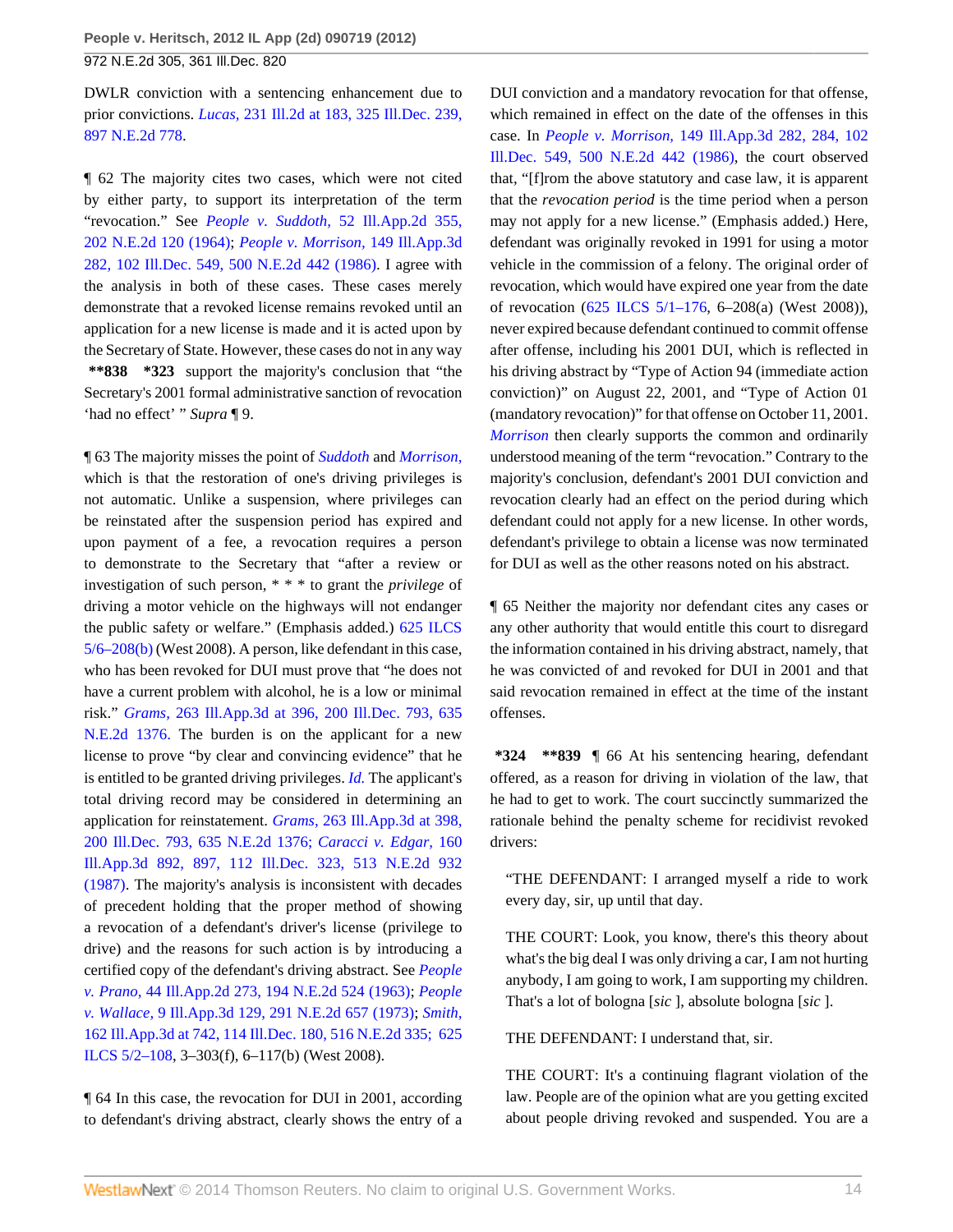DWLR conviction with a sentencing enhancement due to prior convictions. *Lucas,* 231 Ill.2d at 183, 325 Ill.Dec. 239, 897 N.E.2d 778.

¶ 62 The majority cites two cases, which were not cited by either party, to support its interpretation of the term "revocation." See *People v. Suddoth,* 52 Ill.App.2d 355, 202 N.E.2d 120 (1964); *People v. Morrison,* 149 Ill.App.3d 282, 102 Ill.Dec. 549, 500 N.E.2d 442 (1986). I agree with the analysis in both of these cases. These cases merely demonstrate that a revoked license remains revoked until an application for a new license is made and it is acted upon by the Secretary of State. However, these cases do not in any way **\*\*838 \*323** support the majority's conclusion that "the Secretary's 2001 formal administrative sanction of revocation 'had no effect' " *Supra* ¶ 9.

¶ 63 The majority misses the point of *Suddoth* and *Morrison,* which is that the restoration of one's driving privileges is not automatic. Unlike a suspension, where privileges can be reinstated after the suspension period has expired and upon payment of a fee, a revocation requires a person to demonstrate to the Secretary that "after a review or investigation of such person, \* \* \* to grant the *privilege* of driving a motor vehicle on the highways will not endanger the public safety or welfare." (Emphasis added.) 625 ILCS 5/6–208(b) (West 2008). A person, like defendant in this case, who has been revoked for DUI must prove that "he does not have a current problem with alcohol, he is a low or minimal risk." *Grams,* 263 Ill.App.3d at 396, 200 Ill.Dec. 793, 635 N.E.2d 1376. The burden is on the applicant for a new license to prove "by clear and convincing evidence" that he is entitled to be granted driving privileges. *Id.* The applicant's total driving record may be considered in determining an application for reinstatement. *Grams,* 263 Ill.App.3d at 398, 200 Ill.Dec. 793, 635 N.E.2d 1376; *Caracci v. Edgar,* 160 Ill.App.3d 892, 897, 112 Ill.Dec. 323, 513 N.E.2d 932 (1987). The majority's analysis is inconsistent with decades of precedent holding that the proper method of showing a revocation of a defendant's driver's license (privilege to drive) and the reasons for such action is by introducing a certified copy of the defendant's driving abstract. See *People v. Prano,* 44 Ill.App.2d 273, 194 N.E.2d 524 (1963); *People v. Wallace,* 9 Ill.App.3d 129, 291 N.E.2d 657 (1973); *Smith,* 162 Ill.App.3d at 742, 114 Ill.Dec. 180, 516 N.E.2d 335; 625 ILCS 5/2–108, 3–303(f), 6–117(b) (West 2008).

¶ 64 In this case, the revocation for DUI in 2001, according to defendant's driving abstract, clearly shows the entry of a DUI conviction and a mandatory revocation for that offense, which remained in effect on the date of the offenses in this case. In *People v. Morrison,* 149 Ill.App.3d 282, 284, 102 Ill.Dec. 549, 500 N.E.2d 442 (1986), the court observed that, "[f]rom the above statutory and case law, it is apparent that the *revocation period* is the time period when a person may not apply for a new license." (Emphasis added.) Here, defendant was originally revoked in 1991 for using a motor vehicle in the commission of a felony. The original order of revocation, which would have expired one year from the date of revocation (625 ILCS 5/1–176, 6–208(a) (West 2008)), never expired because defendant continued to commit offense after offense, including his 2001 DUI, which is reflected in his driving abstract by "Type of Action 94 (immediate action conviction)" on August 22, 2001, and "Type of Action 01 (mandatory revocation)" for that offense on October 11, 2001. *Morrison* then clearly supports the common and ordinarily understood meaning of the term "revocation." Contrary to the majority's conclusion, defendant's 2001 DUI conviction and revocation clearly had an effect on the period during which defendant could not apply for a new license. In other words, defendant's privilege to obtain a license was now terminated for DUI as well as the other reasons noted on his abstract.

¶ 65 Neither the majority nor defendant cites any cases or any other authority that would entitle this court to disregard the information contained in his driving abstract, namely, that he was convicted of and revoked for DUI in 2001 and that said revocation remained in effect at the time of the instant offenses.

**\*324 \*\*839** ¶ 66 At his sentencing hearing, defendant offered, as a reason for driving in violation of the law, that he had to get to work. The court succinctly summarized the rationale behind the penalty scheme for recidivist revoked drivers:

> "THE DEFENDANT: I arranged myself a ride to work every day, sir, up until that day.
>
> THE COURT: Look, you know, there's this theory about what's the big deal I was only driving a car, I am not hurting anybody, I am going to work, I am supporting my children. That's a lot of bologna [*sic* ], absolute bologna [*sic* ].
>
> THE DEFENDANT: I understand that, sir.
>
> THE COURT: It's a continuing flagrant violation of the law. People are of the opinion what are you getting excited about people driving revoked and suspended. You are a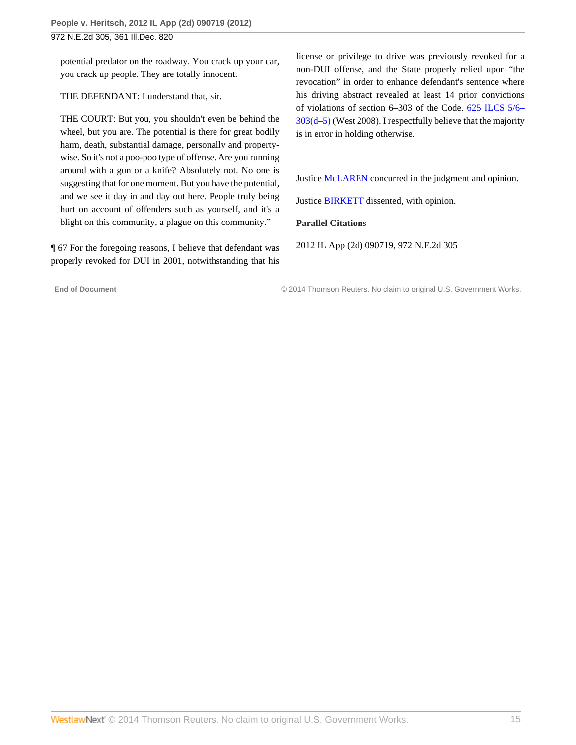potential predator on the roadway. You crack up your car, you crack up people. They are totally innocent.

THE DEFENDANT: I understand that, sir.

THE COURT: But you, you shouldn't even be behind the wheel, but you are. The potential is there for great bodily harm, death, substantial damage, personally and property-wise. So it's not a poo-poo type of offense. Are you running around with a gun or a knife? Absolutely not. No one is suggesting that for one moment. But you have the potential, and we see it day in and day out here. People truly being hurt on account of offenders such as yourself, and it's a blight on this community, a plague on this community."

¶ 67 For the foregoing reasons, I believe that defendant was properly revoked for DUI in 2001, notwithstanding that his license or privilege to drive was previously revoked for a non-DUI offense, and the State properly relied upon "the revocation" in order to enhance defendant's sentence where his driving abstract revealed at least 14 prior convictions of violations of section 6–303 of the Code. 625 ILCS 5/6–303(d–5) (West 2008). I respectfully believe that the majority is in error in holding otherwise.

Justice McLAREN concurred in the judgment and opinion.

Justice BIRKETT dissented, with opinion.

**Parallel Citations**

2012 IL App (2d) 090719, 972 N.E.2d 305

**End of Document** © 2014 Thomson Reuters. No claim to original U.S. Government Works.